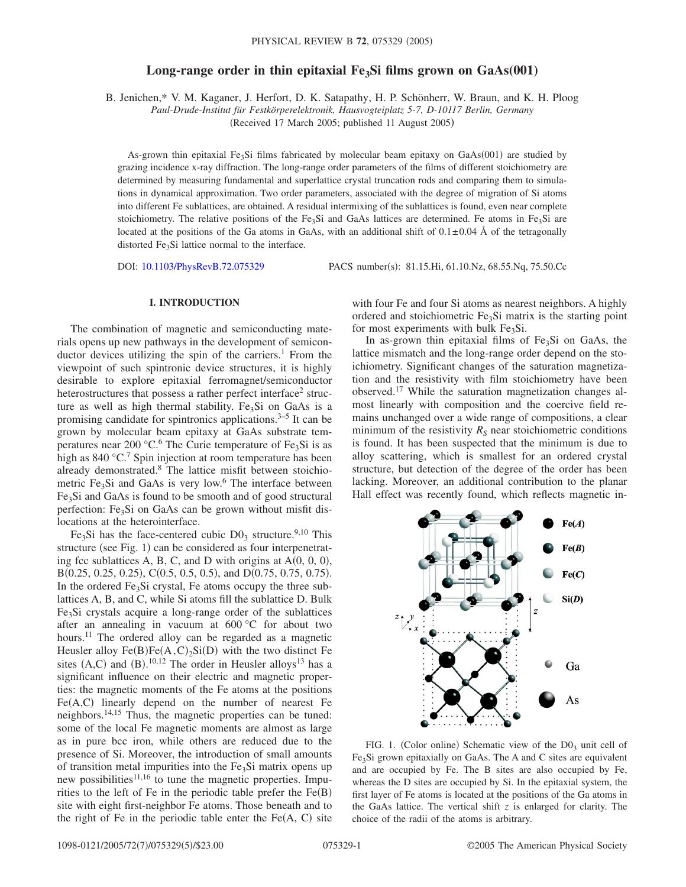# Long-range order in thin epitaxial $Fe_3Si$ films grown on GaAs(001)

B. Jenichen,* V. M. Kaganer, J. Herfort, D. K. Satapathy, H. P. Schönherr, W. Braun, and K. H. Ploog

*Paul-Drude-Institut für Festkörperelektronik, Hausvogteiplatz 5-7, D-10117 Berlin, Germany*

(Received 17 March 2005; published 11 August 2005)

As-grown thin epitaxial $Fe_3Si$ films fabricated by molecular beam epitaxy on GaAs(001) are studied by grazing incidence x-ray diffraction. The long-range order parameters of the films of different stoichiometry are determined by measuring fundamental and superlattice crystal truncation rods and comparing them to simulations in dynamical approximation. Two order parameters, associated with the degree of migration of Si atoms into different Fe sublattices, are obtained. A residual intermixing of the sublattices is found, even near complete stoichiometry. The relative positions of the $Fe_3Si$ and GaAs lattices are determined. Fe atoms in $Fe_3Si$ are located at the positions of the Ga atoms in GaAs, with an additional shift of $0.1 \pm 0.04$ Å of the tetragonally distorted $Fe_3Si$ lattice normal to the interface.

DOI: 10.1103/PhysRevB.72.075329    PACS number(s): 81.15.Hi, 61.10.Nz, 68.55.Nq, 75.50.Cc

## I. INTRODUCTION

The combination of magnetic and semiconducting materials opens up new pathways in the development of semiconductor devices utilizing the spin of the carriers.[1] From the viewpoint of such spintronic device structures, it is highly desirable to explore epitaxial ferromagnet/semiconductor heterostructures that possess a rather perfect interface[2] structure as well as high thermal stability. $Fe_3Si$ on GaAs is a promising candidate for spintronics applications.[3–5] It can be grown by molecular beam epitaxy at GaAs substrate temperatures near 200 °C.[6] The Curie temperature of $Fe_3Si$ is as high as 840 °C.[7] Spin injection at room temperature has been already demonstrated.[8] The lattice misfit between stoichiometric $Fe_3Si$ and GaAs is very low.[6] The interface between $Fe_3Si$ and GaAs is found to be smooth and of good structural perfection: $Fe_3Si$ on GaAs can be grown without misfit dislocations at the heterointerface.

$Fe_3Si$ has the face-centered cubic $D0_3$ structure.[9,10] This structure (see Fig. 1) can be considered as four interpenetrating fcc sublattices A, B, C, and D with origins at A(0, 0, 0), B(0.25, 0.25, 0.25), C(0.5, 0.5, 0.5), and D(0.75, 0.75, 0.75). In the ordered $Fe_3Si$ crystal, Fe atoms occupy the three sublattices A, B, and C, while Si atoms fill the sublattice D. Bulk $Fe_3Si$ crystals acquire a long-range order of the sublattices after an annealing in vacuum at 600 °C for about two hours.[11] The ordered alloy can be regarded as a magnetic Heusler alloy $Fe(B)Fe(A,C)_2Si(D)$ with the two distinct Fe sites (A,C) and (B).[10,12] The order in Heusler alloys[13] has a significant influence on their electric and magnetic properties: the magnetic moments of the Fe atoms at the positions Fe(A,C) linearly depend on the number of nearest Fe neighbors.[14,15] Thus, the magnetic properties can be tuned: some of the local Fe magnetic moments are almost as large as in pure bcc iron, while others are reduced due to the presence of Si. Moreover, the introduction of small amounts of transition metal impurities into the $Fe_3Si$ matrix opens up new possibilities[11,16] to tune the magnetic properties. Impurities to the left of Fe in the periodic table prefer the Fe(B) site with eight first-neighbor Fe atoms. Those beneath and to the right of Fe in the periodic table enter the Fe(A, C) site with four Fe and four Si atoms as nearest neighbors. A highly ordered and stoichiometric $Fe_3Si$ matrix is the starting point for most experiments with bulk $Fe_3Si$.

In as-grown thin epitaxial films of $Fe_3Si$ on GaAs, the lattice mismatch and the long-range order depend on the stoichiometry. Significant changes of the saturation magnetization and the resistivity with film stoichiometry have been observed.[17] While the saturation magnetization changes almost linearly with composition and the coercive field remains unchanged over a wide range of compositions, a clear minimum of the resistivity $R_S$ near stoichiometric conditions is found. It has been suspected that the minimum is due to alloy scattering, which is smallest for an ordered crystal structure, but detection of the degree of the order has been lacking. Moreover, an additional contribution to the planar Hall effect was recently found, which reflects magnetic in-

FIG. 1. (Color online) Schematic view of the $D0_3$ unit cell of $Fe_3Si$ grown epitaxially on GaAs. The A and C sites are equivalent and are occupied by Fe. The B sites are also occupied by Fe, whereas the D sites are occupied by Si. In the epitaxial system, the first layer of Fe atoms is located at the positions of the Ga atoms in the GaAs lattice. The vertical shift $z$ is enlarged for clarity. The choice of the radii of the atoms is arbitrary.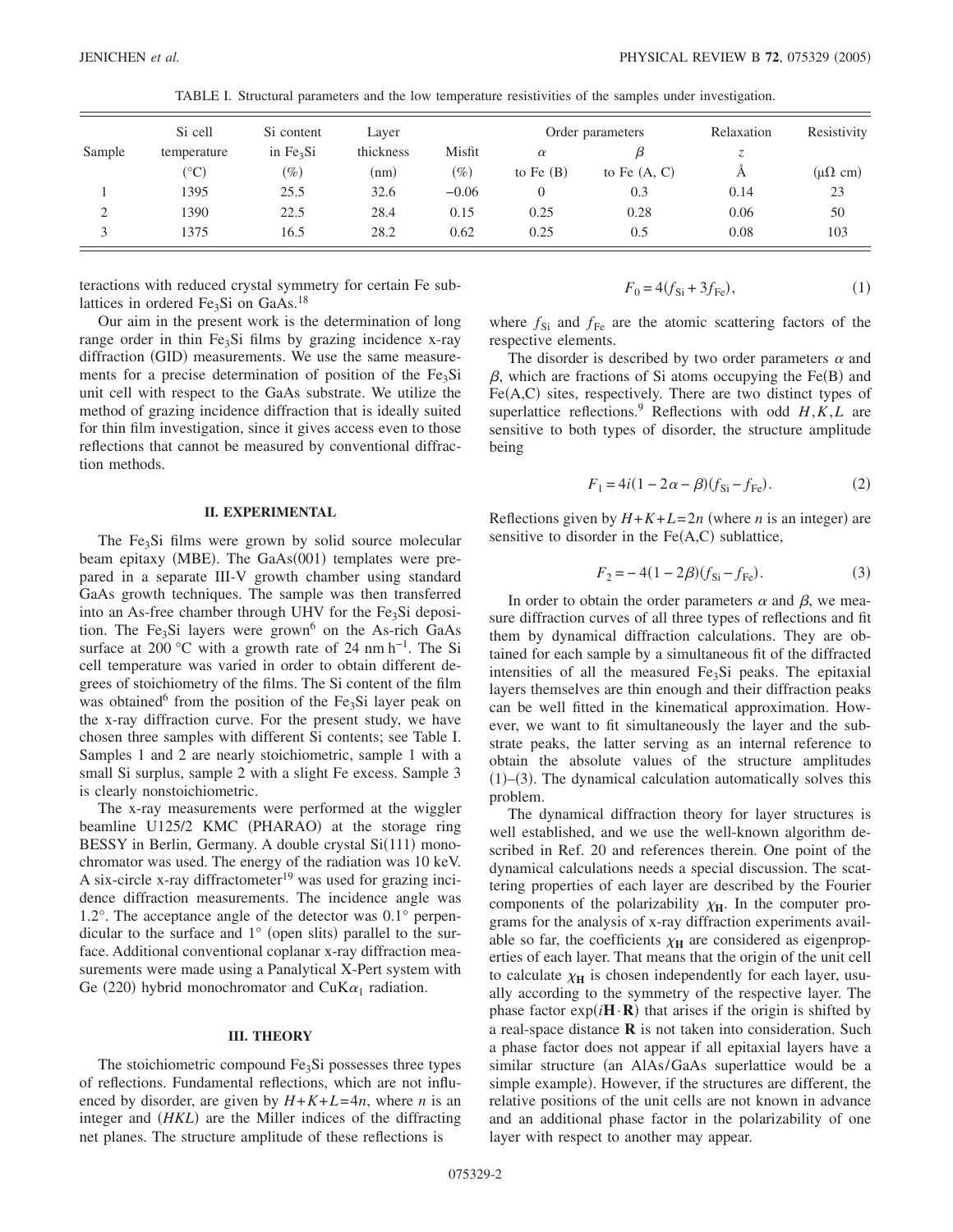TABLE I. Structural parameters and the low temperature resistivities of the samples under investigation.

| Sample | Si cell temperature (°C) | Si content in $Fe_3Si$ (%) | Layer thickness (nm) | Misfit (%) | Order parameters $\alpha$ to Fe (B) | $\beta$ to Fe (A, C) | Relaxation $z$ Å | Resistivity ($\mu\Omega$ cm) |
|---|---|---|---|---|---|---|---|---|
| 1 | 1395 | 25.5 | 32.6 | −0.06 | 0 | 0.3 | 0.14 | 23 |
| 2 | 1390 | 22.5 | 28.4 | 0.15 | 0.25 | 0.28 | 0.06 | 50 |
| 3 | 1375 | 16.5 | 28.2 | 0.62 | 0.25 | 0.5 | 0.08 | 103 |

teractions with reduced crystal symmetry for certain Fe sublattices in ordered $Fe_3Si$ on GaAs.[18]

Our aim in the present work is the determination of long range order in thin $Fe_3Si$ films by grazing incidence x-ray diffraction (GID) measurements. We use the same measurements for a precise determination of position of the $Fe_3Si$ unit cell with respect to the GaAs substrate. We utilize the method of grazing incidence diffraction that is ideally suited for thin film investigation, since it gives access even to those reflections that cannot be measured by conventional diffraction methods.

## II. EXPERIMENTAL

The $Fe_3Si$ films were grown by solid source molecular beam epitaxy (MBE). The GaAs(001) templates were prepared in a separate III-V growth chamber using standard GaAs growth techniques. The sample was then transferred into an As-free chamber through UHV for the $Fe_3Si$ deposition. The $Fe_3Si$ layers were grown[6] on the As-rich GaAs surface at 200 °C with a growth rate of 24 nm $h^{-1}$. The Si cell temperature was varied in order to obtain different degrees of stoichiometry of the films. The Si content of the film was obtained[6] from the position of the $Fe_3Si$ layer peak on the x-ray diffraction curve. For the present study, we have chosen three samples with different Si contents; see Table I. Samples 1 and 2 are nearly stoichiometric, sample 1 with a small Si surplus, sample 2 with a slight Fe excess. Sample 3 is clearly nonstoichiometric.

The x-ray measurements were performed at the wiggler beamline U125/2 KMC (PHARAO) at the storage ring BESSY in Berlin, Germany. A double crystal Si(111) monochromator was used. The energy of the radiation was 10 keV. A six-circle x-ray diffractometer[19] was used for grazing incidence diffraction measurements. The incidence angle was 1.2°. The acceptance angle of the detector was 0.1° perpendicular to the surface and 1° (open slits) parallel to the surface. Additional conventional coplanar x-ray diffraction measurements were made using a Panalytical X-Pert system with Ge (220) hybrid monochromator and $CuK\alpha_1$ radiation.

## III. THEORY

The stoichiometric compound $Fe_3Si$ possesses three types of reflections. Fundamental reflections, which are not influenced by disorder, are given by $H+K+L=4n$, where $n$ is an integer and $(HKL)$ are the Miller indices of the diffracting net planes. The structure amplitude of these reflections is

$$F_0 = 4(f_{Si} + 3f_{Fe}), \tag{1}$$

where $f_{Si}$ and $f_{Fe}$ are the atomic scattering factors of the respective elements.

The disorder is described by two order parameters $\alpha$ and $\beta$, which are fractions of Si atoms occupying the Fe(B) and Fe(A,C) sites, respectively. There are two distinct types of superlattice reflections.[9] Reflections with odd $H,K,L$ are sensitive to both types of disorder, the structure amplitude being

$$F_1 = 4i(1 - 2\alpha - \beta)(f_{Si} - f_{Fe}). \tag{2}$$

Reflections given by $H+K+L=2n$ (where $n$ is an integer) are sensitive to disorder in the Fe(A,C) sublattice,

$$F_2 = -4(1 - 2\beta)(f_{Si} - f_{Fe}). \tag{3}$$

In order to obtain the order parameters $\alpha$ and $\beta$, we measure diffraction curves of all three types of reflections and fit them by dynamical diffraction calculations. They are obtained for each sample by a simultaneous fit of the diffracted intensities of all the measured $Fe_3Si$ peaks. The epitaxial layers themselves are thin enough and their diffraction peaks can be well fitted in the kinematical approximation. However, we want to fit simultaneously the layer and the substrate peaks, the latter serving as an internal reference to obtain the absolute values of the structure amplitudes (1)–(3). The dynamical calculation automatically solves this problem.

The dynamical diffraction theory for layer structures is well established, and we use the well-known algorithm described in Ref. 20 and references therein. One point of the dynamical calculations needs a special discussion. The scattering properties of each layer are described by the Fourier components of the polarizability $\chi_{\mathbf{H}}$. In the computer programs for the analysis of x-ray diffraction experiments available so far, the coefficients $\chi_{\mathbf{H}}$ are considered as eigenproperties of each layer. That means that the origin of the unit cell to calculate $\chi_{\mathbf{H}}$ is chosen independently for each layer, usually according to the symmetry of the respective layer. The phase factor $\exp(i\mathbf{H}\cdot\mathbf{R})$ that arises if the origin is shifted by a real-space distance $\mathbf{R}$ is not taken into consideration. Such a phase factor does not appear if all epitaxial layers have a similar structure (an AlAs/GaAs superlattice would be a simple example). However, if the structures are different, the relative positions of the unit cells are not known in advance and an additional phase factor in the polarizability of one layer with respect to another may appear.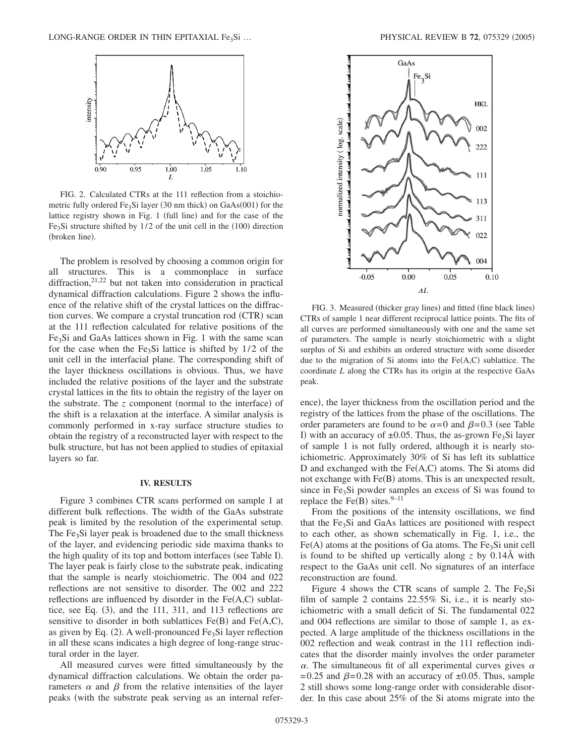FIG. 2. Calculated CTRs at the 111 reflection from a stoichiometric fully ordered $Fe_3Si$ layer (30 nm thick) on GaAs(001) for the lattice registry shown in Fig. 1 (full line) and for the case of the $Fe_3Si$ structure shifted by 1/2 of the unit cell in the (100) direction (broken line).

The problem is resolved by choosing a common origin for all structures. This is a commonplace in surface diffraction,[21,22] but not taken into consideration in practical dynamical diffraction calculations. Figure 2 shows the influence of the relative shift of the crystal lattices on the diffraction curves. We compare a crystal truncation rod (CTR) scan at the 111 reflection calculated for relative positions of the $Fe_3Si$ and GaAs lattices shown in Fig. 1 with the same scan for the case when the $Fe_3Si$ lattice is shifted by 1/2 of the unit cell in the interfacial plane. The corresponding shift of the layer thickness oscillations is obvious. Thus, we have included the relative positions of the layer and the substrate crystal lattices in the fits to obtain the registry of the layer on the substrate. The $z$ component (normal to the interface) of the shift is a relaxation at the interface. A similar analysis is commonly performed in x-ray surface structure studies to obtain the registry of a reconstructed layer with respect to the bulk structure, but has not been applied to studies of epitaxial layers so far.

## IV. RESULTS

Figure 3 combines CTR scans performed on sample 1 at different bulk reflections. The width of the GaAs substrate peak is limited by the resolution of the experimental setup. The $Fe_3Si$ layer peak is broadened due to the small thickness of the layer, and evidencing periodic side maxima thanks to the high quality of its top and bottom interfaces (see Table I). The layer peak is fairly close to the substrate peak, indicating that the sample is nearly stoichiometric. The 004 and 022 reflections are not sensitive to disorder. The 002 and 222 reflections are influenced by disorder in the Fe(A,C) sublattice, see Eq. (3), and the 111, 311, and 113 reflections are sensitive to disorder in both sublattices Fe(B) and Fe(A,C), as given by Eq. (2). A well-pronounced $Fe_3Si$ layer reflection in all these scans indicates a high degree of long-range structural order in the layer.

All measured curves were fitted simultaneously by the dynamical diffraction calculations. We obtain the order parameters $\alpha$ and $\beta$ from the relative intensities of the layer peaks (with the substrate peak serving as an internal reference), the layer thickness from the oscillation period and the registry of the lattices from the phase of the oscillations. The order parameters are found to be $\alpha=0$ and $\beta=0.3$ (see Table I) with an accuracy of $\pm 0.05$. Thus, the as-grown $Fe_3Si$ layer of sample 1 is not fully ordered, although it is nearly stoichiometric. Approximately 30% of Si has left its sublattice D and exchanged with the Fe(A,C) atoms. The Si atoms did not exchange with Fe(B) atoms. This is an unexpected result, since in $Fe_3Si$ powder samples an excess of Si was found to replace the Fe(B) sites.[9–11]

FIG. 3. Measured (thicker gray lines) and fitted (fine black lines) CTRs of sample 1 near different reciprocal lattice points. The fits of all curves are performed simultaneously with one and the same set of parameters. The sample is nearly stoichiometric with a slight surplus of Si and exhibits an ordered structure with some disorder due to the migration of Si atoms into the Fe(A,C) sublattice. The coordinate $L$ along the CTRs has its origin at the respective GaAs peak.

From the positions of the intensity oscillations, we find that the $Fe_3Si$ and GaAs lattices are positioned with respect to each other, as shown schematically in Fig. 1, i.e., the Fe(A) atoms at the positions of Ga atoms. The $Fe_3Si$ unit cell is found to be shifted up vertically along $z$ by 0.14Å with respect to the GaAs unit cell. No signatures of an interface reconstruction are found.

Figure 4 shows the CTR scans of sample 2. The $Fe_3Si$ film of sample 2 contains 22.55% Si, i.e., it is nearly stoichiometric with a small deficit of Si. The fundamental 022 and 004 reflections are similar to those of sample 1, as expected. A large amplitude of the thickness oscillations in the 002 reflection and weak contrast in the 111 reflection indicates that the disorder mainly involves the order parameter $\alpha$. The simultaneous fit of all experimental curves gives $\alpha=0.25$ and $\beta=0.28$ with an accuracy of $\pm 0.05$. Thus, sample 2 still shows some long-range order with considerable disorder. In this case about 25% of the Si atoms migrate into the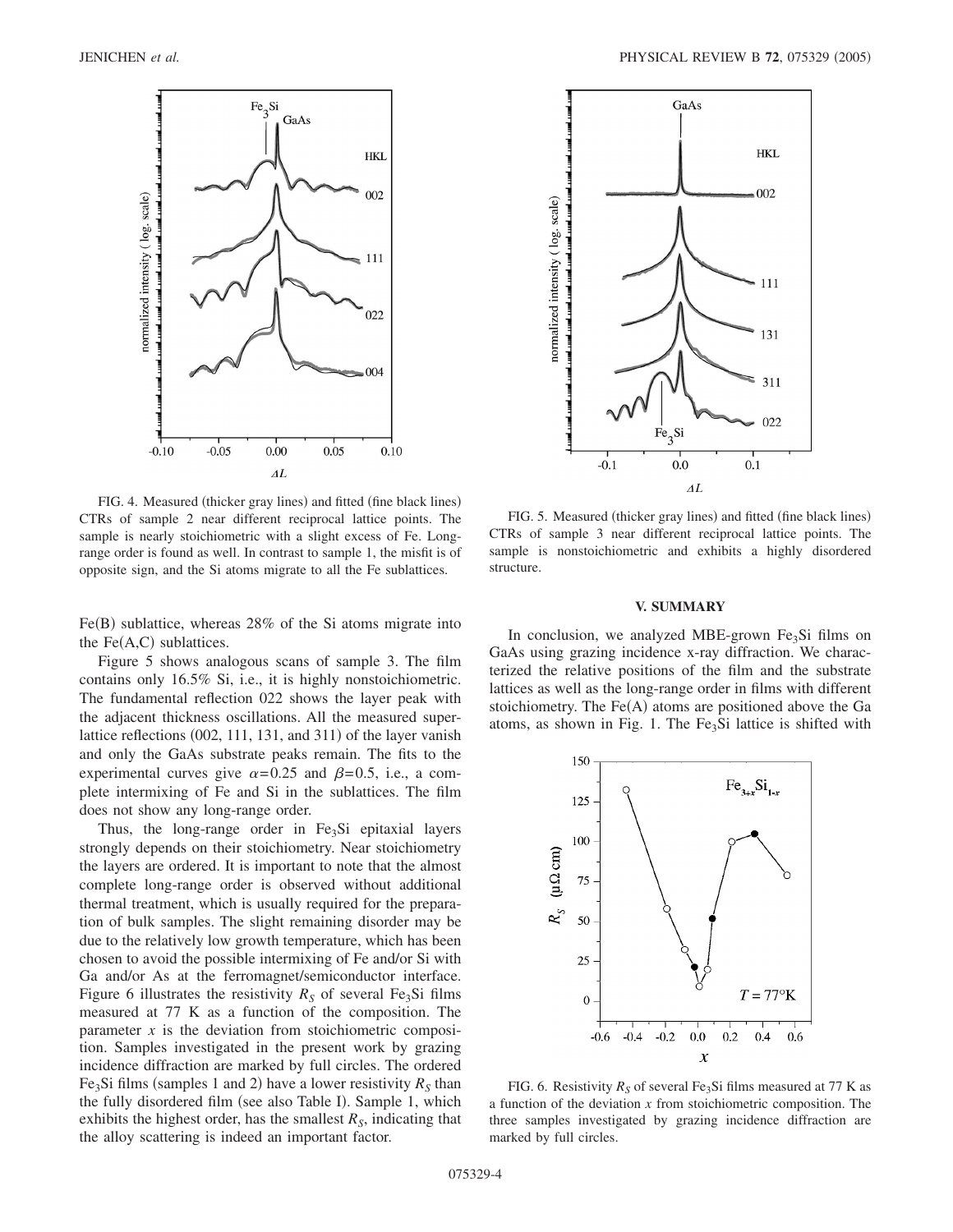FIG. 4. Measured (thicker gray lines) and fitted (fine black lines) CTRs of sample 2 near different reciprocal lattice points. The sample is nearly stoichiometric with a slight excess of Fe. Long-range order is found as well. In contrast to sample 1, the misfit is of opposite sign, and the Si atoms migrate to all the Fe sublattices.

Fe(B) sublattice, whereas 28% of the Si atoms migrate into the Fe(A,C) sublattices.

Figure 5 shows analogous scans of sample 3. The film contains only 16.5% Si, i.e., it is highly nonstoichiometric. The fundamental reflection 022 shows the layer peak with the adjacent thickness oscillations. All the measured superlattice reflections (002, 111, 131, and 311) of the layer vanish and only the GaAs substrate peaks remain. The fits to the experimental curves give $\alpha=0.25$ and $\beta=0.5$, i.e., a complete intermixing of Fe and Si in the sublattices. The film does not show any long-range order.

Thus, the long-range order in $Fe_3Si$ epitaxial layers strongly depends on their stoichiometry. Near stoichiometry the layers are ordered. It is important to note that the almost complete long-range order is observed without additional thermal treatment, which is usually required for the preparation of bulk samples. The slight remaining disorder may be due to the relatively low growth temperature, which has been chosen to avoid the possible intermixing of Fe and/or Si with Ga and/or As at the ferromagnet/semiconductor interface. Figure 6 illustrates the resistivity $R_S$ of several $Fe_3Si$ films measured at 77 K as a function of the composition. The parameter $x$ is the deviation from stoichiometric composition. Samples investigated in the present work by grazing incidence diffraction are marked by full circles. The ordered $Fe_3Si$ films (samples 1 and 2) have a lower resistivity $R_S$ than the fully disordered film (see also Table I). Sample 1, which exhibits the highest order, has the smallest $R_S$, indicating that the alloy scattering is indeed an important factor.

FIG. 5. Measured (thicker gray lines) and fitted (fine black lines) CTRs of sample 3 near different reciprocal lattice points. The sample is nonstoichiometric and exhibits a highly disordered structure.

## V. SUMMARY

In conclusion, we analyzed MBE-grown $Fe_3Si$ films on GaAs using grazing incidence x-ray diffraction. We characterized the relative positions of the film and the substrate lattices as well as the long-range order in films with different stoichiometry. The Fe(A) atoms are positioned above the Ga atoms, as shown in Fig. 1. The $Fe_3Si$ lattice is shifted with

FIG. 6. Resistivity $R_S$ of several $Fe_3Si$ films measured at 77 K as a function of the deviation $x$ from stoichiometric composition. The three samples investigated by grazing incidence diffraction are marked by full circles.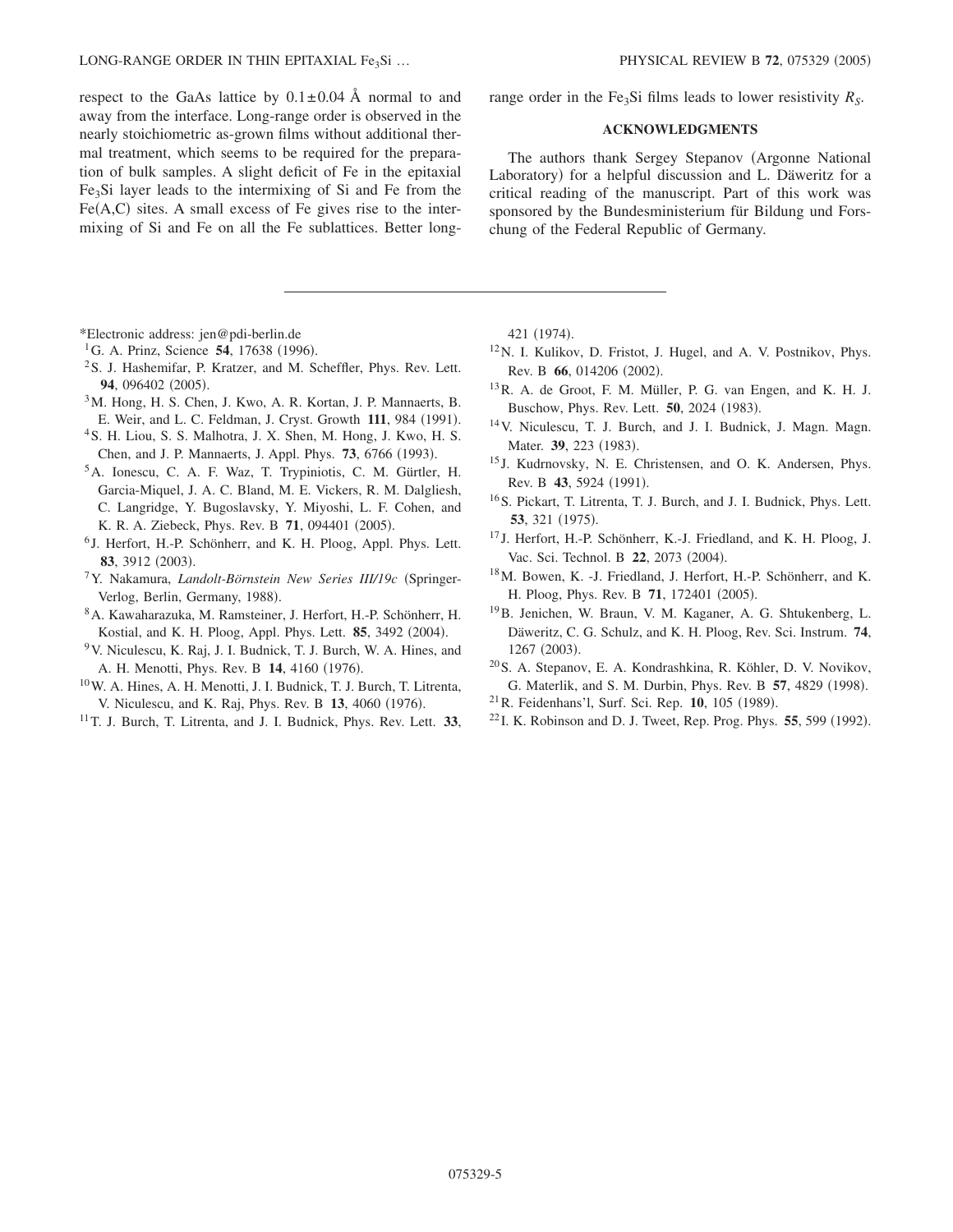respect to the GaAs lattice by $0.1 \pm 0.04$ Å normal to and away from the interface. Long-range order is observed in the nearly stoichiometric as-grown films without additional thermal treatment, which seems to be required for the preparation of bulk samples. A slight deficit of Fe in the epitaxial $Fe_3Si$ layer leads to the intermixing of Si and Fe from the Fe(A,C) sites. A small excess of Fe gives rise to the intermixing of Si and Fe on all the Fe sublattices. Better long-range order in the $Fe_3Si$ films leads to lower resistivity $R_S$.

## ACKNOWLEDGMENTS

The authors thank Sergey Stepanov (Argonne National Laboratory) for a helpful discussion and L. Däweritz for a critical reading of the manuscript. Part of this work was sponsored by the Bundesministerium für Bildung und Forschung of the Federal Republic of Germany.

---

*Electronic address: jen@pdi-berlin.de

[1] G. A. Prinz, Science **54**, 17638 (1996).

[2] S. J. Hashemifar, P. Kratzer, and M. Scheffler, Phys. Rev. Lett. **94**, 096402 (2005).

[3] M. Hong, H. S. Chen, J. Kwo, A. R. Kortan, J. P. Mannaerts, B. E. Weir, and L. C. Feldman, J. Cryst. Growth **111**, 984 (1991).

[4] S. H. Liou, S. S. Malhotra, J. X. Shen, M. Hong, J. Kwo, H. S. Chen, and J. P. Mannaerts, J. Appl. Phys. **73**, 6766 (1993).

[5] A. Ionescu, C. A. F. Waz, T. Trypiniotis, C. M. Gürtler, H. Garcia-Miquel, J. A. C. Bland, M. E. Vickers, R. M. Dalgliesh, C. Langridge, Y. Bugoslavsky, Y. Miyoshi, L. F. Cohen, and K. R. A. Ziebeck, Phys. Rev. B **71**, 094401 (2005).

[6] J. Herfort, H.-P. Schönherr, and K. H. Ploog, Appl. Phys. Lett. **83**, 3912 (2003).

[7] Y. Nakamura, *Landolt-Börnstein New Series III/19c* (Springer-Verlog, Berlin, Germany, 1988).

[8] A. Kawaharazuka, M. Ramsteiner, J. Herfort, H.-P. Schönherr, H. Kostial, and K. H. Ploog, Appl. Phys. Lett. **85**, 3492 (2004).

[9] V. Niculescu, K. Raj, J. I. Budnick, T. J. Burch, W. A. Hines, and A. H. Menotti, Phys. Rev. B **14**, 4160 (1976).

[10] W. A. Hines, A. H. Menotti, J. I. Budnick, T. J. Burch, T. Litrenta, V. Niculescu, and K. Raj, Phys. Rev. B **13**, 4060 (1976).

[11] T. J. Burch, T. Litrenta, and J. I. Budnick, Phys. Rev. Lett. **33**, 421 (1974).

[12] N. I. Kulikov, D. Fristot, J. Hugel, and A. V. Postnikov, Phys. Rev. B **66**, 014206 (2002).

[13] R. A. de Groot, F. M. Müller, P. G. van Engen, and K. H. J. Buschow, Phys. Rev. Lett. **50**, 2024 (1983).

[14] V. Niculescu, T. J. Burch, and J. I. Budnick, J. Magn. Magn. Mater. **39**, 223 (1983).

[15] J. Kudrnovsky, N. E. Christensen, and O. K. Andersen, Phys. Rev. B **43**, 5924 (1991).

[16] S. Pickart, T. Litrenta, T. J. Burch, and J. I. Budnick, Phys. Lett. **53**, 321 (1975).

[17] J. Herfort, H.-P. Schönherr, K.-J. Friedland, and K. H. Ploog, J. Vac. Sci. Technol. B **22**, 2073 (2004).

[18] M. Bowen, K. -J. Friedland, J. Herfort, H.-P. Schönherr, and K. H. Ploog, Phys. Rev. B **71**, 172401 (2005).

[19] B. Jenichen, W. Braun, V. M. Kaganer, A. G. Shtukenberg, L. Däweritz, C. G. Schulz, and K. H. Ploog, Rev. Sci. Instrum. **74**, 1267 (2003).

[20] S. A. Stepanov, E. A. Kondrashkina, R. Köhler, D. V. Novikov, G. Materlik, and S. M. Durbin, Phys. Rev. B **57**, 4829 (1998).

[21] R. Feidenhans'l, Surf. Sci. Rep. **10**, 105 (1989).

[22] I. K. Robinson and D. J. Tweet, Rep. Prog. Phys. **55**, 599 (1992).